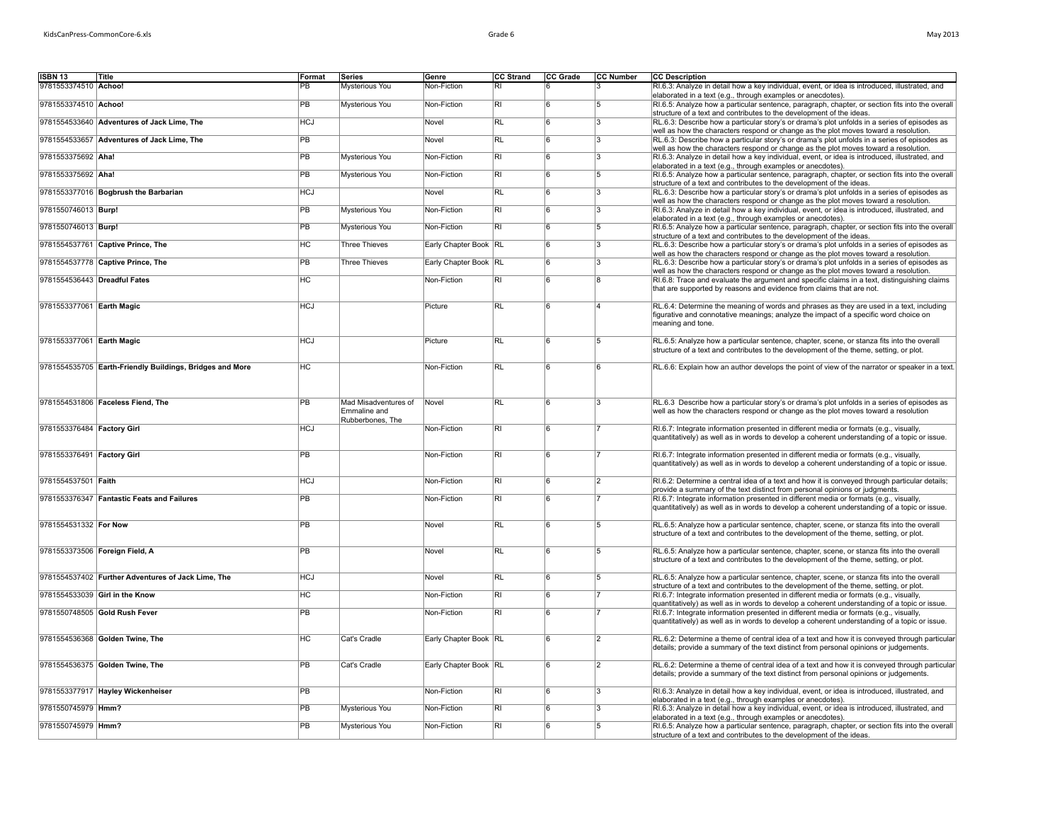| ISBN 13 | Title | Format | Series | Genre | CC Strand | CC Grade | CC Number | CC Description |
|---|---|---|---|---|---|---|---|---|
| 9781553374510 | **Achoo!** | PB | Mysterious You | Non-Fiction | RI | 6 | 3 | RI.6.3: Analyze in detail how a key individual, event, or idea is introduced, illustrated, and elaborated in a text (e.g., through examples or anecdotes). |
| 9781553374510 | **Achoo!** | PB | Mysterious You | Non-Fiction | RI | 6 | 5 | RI.6.5: Analyze how a particular sentence, paragraph, chapter, or section fits into the overall structure of a text and contributes to the development of the ideas. |
| 9781554533640 | **Adventures of Jack Lime, The** | HCJ | | Novel | RL | 6 | 3 | RL.6.3: Describe how a particular story's or drama's plot unfolds in a series of episodes as well as how the characters respond or change as the plot moves toward a resolution. |
| 9781554533657 | **Adventures of Jack Lime, The** | PB | | Novel | RL | 6 | 3 | RL.6.3: Describe how a particular story's or drama's plot unfolds in a series of episodes as well as how the characters respond or change as the plot moves toward a resolution. |
| 9781553375692 | **Aha!** | PB | Mysterious You | Non-Fiction | RI | 6 | 3 | RI.6.3: Analyze in detail how a key individual, event, or idea is introduced, illustrated, and elaborated in a text (e.g., through examples or anecdotes). |
| 9781553375692 | **Aha!** | PB | Mysterious You | Non-Fiction | RI | 6 | 5 | RI.6.5: Analyze how a particular sentence, paragraph, chapter, or section fits into the overall structure of a text and contributes to the development of the ideas. |
| 9781553377016 | **Bogbrush the Barbarian** | HCJ | | Novel | RL | 6 | 3 | RL.6.3: Describe how a particular story's or drama's plot unfolds in a series of episodes as well as how the characters respond or change as the plot moves toward a resolution. |
| 9781550746013 | **Burp!** | PB | Mysterious You | Non-Fiction | RI | 6 | 3 | RI.6.3: Analyze in detail how a key individual, event, or idea is introduced, illustrated, and elaborated in a text (e.g., through examples or anecdotes). |
| 9781550746013 | **Burp!** | PB | Mysterious You | Non-Fiction | RI | 6 | 5 | RI.6.5: Analyze how a particular sentence, paragraph, chapter, or section fits into the overall structure of a text and contributes to the development of the ideas. |
| 9781554537761 | **Captive Prince, The** | HC | Three Thieves | Early Chapter Book | RL | 6 | 3 | RL.6.3: Describe how a particular story's or drama's plot unfolds in a series of episodes as well as how the characters respond or change as the plot moves toward a resolution. |
| 9781554537778 | **Captive Prince, The** | PB | Three Thieves | Early Chapter Book | RL | 6 | 3 | RL.6.3: Describe how a particular story's or drama's plot unfolds in a series of episodes as well as how the characters respond or change as the plot moves toward a resolution. |
| 9781554536443 | **Dreadful Fates** | HC | | Non-Fiction | RI | 6 | 8 | RI.6.8: Trace and evaluate the argument and specific claims in a text, distinguishing claims that are supported by reasons and evidence from claims that are not. |
| 9781553377061 | **Earth Magic** | HCJ | | Picture | RL | 6 | 4 | RL.6.4: Determine the meaning of words and phrases as they are used in a text, including figurative and connotative meanings; analyze the impact of a specific word choice on meaning and tone. |
| 9781553377061 | **Earth Magic** | HCJ | | Picture | RL | 6 | 5 | RL.6.5: Analyze how a particular sentence, chapter, scene, or stanza fits into the overall structure of a text and contributes to the development of the theme, setting, or plot. |
| 9781554535705 | **Earth-Friendly Buildings, Bridges and More** | HC | | Non-Fiction | RL | 6 | 6 | RL.6.6: Explain how an author develops the point of view of the narrator or speaker in a text. |
| 9781554531806 | **Faceless Fiend, The** | PB | Mad Misadventures of Emmaline and Rubberbones, The | Novel | RL | 6 | 3 | RL.6.3 Describe how a particular story's or drama's plot unfolds in a series of episodes as well as how the characters respond or change as the plot moves toward a resolution |
| 9781553376484 | **Factory Girl** | HCJ | | Non-Fiction | RI | 6 | 7 | RI.6.7: Integrate information presented in different media or formats (e.g., visually, quantitatively) as well as in words to develop a coherent understanding of a topic or issue. |
| 9781553376491 | **Factory Girl** | PB | | Non-Fiction | RI | 6 | 7 | RI.6.7: Integrate information presented in different media or formats (e.g., visually, quantitatively) as well as in words to develop a coherent understanding of a topic or issue. |
| 9781554537501 | **Faith** | HCJ | | Non-Fiction | RI | 6 | 2 | RI.6.2: Determine a central idea of a text and how it is conveyed through particular details; provide a summary of the text distinct from personal opinions or judgments. |
| 9781553376347 | **Fantastic Feats and Failures** | PB | | Non-Fiction | RI | 6 | 7 | RI.6.7: Integrate information presented in different media or formats (e.g., visually, quantitatively) as well as in words to develop a coherent understanding of a topic or issue. |
| 9781554531332 | **For Now** | PB | | Novel | RL | 6 | 5 | RL.6.5: Analyze how a particular sentence, chapter, scene, or stanza fits into the overall structure of a text and contributes to the development of the theme, setting, or plot. |
| 9781553373506 | **Foreign Field, A** | PB | | Novel | RL | 6 | 5 | RL.6.5: Analyze how a particular sentence, chapter, scene, or stanza fits into the overall structure of a text and contributes to the development of the theme, setting, or plot. |
| 9781554537402 | **Further Adventures of Jack Lime, The** | HCJ | | Novel | RL | 6 | 5 | RL.6.5: Analyze how a particular sentence, chapter, scene, or stanza fits into the overall structure of a text and contributes to the development of the theme, setting, or plot. |
| 9781554533039 | **Girl in the Know** | HC | | Non-Fiction | RI | 6 | 7 | RI.6.7: Integrate information presented in different media or formats (e.g., visually, quantitatively) as well as in words to develop a coherent understanding of a topic or issue. |
| 9781550748505 | **Gold Rush Fever** | PB | | Non-Fiction | RI | 6 | 7 | RI.6.7: Integrate information presented in different media or formats (e.g., visually, quantitatively) as well as in words to develop a coherent understanding of a topic or issue. |
| 9781554536368 | **Golden Twine, The** | HC | Cat's Cradle | Early Chapter Book | RL | 6 | 2 | RL.6.2: Determine a theme of central idea of a text and how it is conveyed through particular details; provide a summary of the text distinct from personal opinions or judgements. |
| 9781554536375 | **Golden Twine, The** | PB | Cat's Cradle | Early Chapter Book | RL | 6 | 2 | RL.6.2: Determine a theme of central idea of a text and how it is conveyed through particular details; provide a summary of the text distinct from personal opinions or judgements. |
| 9781553377917 | **Hayley Wickenheiser** | PB | | Non-Fiction | RI | 6 | 3 | RI.6.3: Analyze in detail how a key individual, event, or idea is introduced, illustrated, and elaborated in a text (e.g., through examples or anecdotes). |
| 9781550745979 | **Hmm?** | PB | Mysterious You | Non-Fiction | RI | 6 | 3 | RI.6.3: Analyze in detail how a key individual, event, or idea is introduced, illustrated, and elaborated in a text (e.g., through examples or anecdotes). |
| 9781550745979 | **Hmm?** | PB | Mysterious You | Non-Fiction | RI | 6 | 5 | RI.6.5: Analyze how a particular sentence, paragraph, chapter, or section fits into the overall structure of a text and contributes to the development of the ideas. |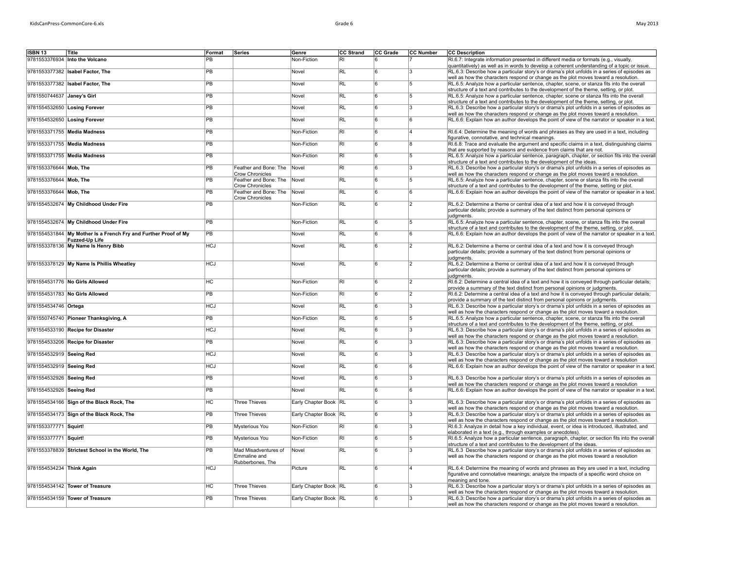| ISBN 13 | Title | Format | Series | Genre | CC Strand | CC Grade | CC Number | CC Description |
|---|---|---|---|---|---|---|---|---|
| 9781553376934 | **Into the Volcano** | PB | | Non-Fiction | RI | 6 | 7 | RI.6.7: Integrate information presented in different media or formats (e.g., visually, quantitatively) as well as in words to develop a coherent understanding of a topic or issue. |
| 9781553377382 | **Isabel Factor, The** | PB | | Novel | RL | 6 | 3 | RL.6.3: Describe how a particular story's or drama's plot unfolds in a series of episodes as well as how the characters respond or change as the plot moves toward a resolution. |
| 9781553377382 | **Isabel Factor, The** | PB | | Novel | RL | 6 | 5 | RL.6.5: Analyze how a particular sentence, chapter, scene, or stanza fits into the overall structure of a text and contributes to the development of the theme, setting, or plot. |
| 9781550744637 | **Janey's Girl** | PB | | Novel | RL | 6 | 5 | RL.6.5: Analyze how a particular sentence, chapter, scene or stanza fits into the overall structure of a text and contributes to the development of the theme, setting, or plot. |
| 9781554532650 | **Losing Forever** | PB | | Novel | RL | 6 | 3 | RL.6.3: Describe how a particular story's or drama's plot unfolds in a series of episodes as well as how the characters respond or change as the plot moves toward a resolution. |
| 9781554532650 | **Losing Forever** | PB | | Novel | RL | 6 | 6 | RL.6.6: Explain how an author develops the point of view of the narrator or speaker in a text. |
| 9781553371755 | **Media Madness** | PB | | Non-Fiction | RI | 6 | 4 | RI.6.4: Determine the meaning of words and phrases as they are used in a text, including figurative, connotative, and technical meanings. |
| 9781553371755 | **Media Madness** | PB | | Non-Fiction | RI | 6 | 8 | RI.6.8: Trace and evaluate the argument and specific claims in a text, distinguishing claims that are supported by reasons and evidence from claims that are not. |
| 9781553371755 | **Media Madness** | PB | | Non-Fiction | RI | 6 | 5 | RL.6.5: Analyze how a particular sentence, paragraph, chapter, or section fits into the overall structure of a text and contributes to the development of the ideas. |
| 9781553376644 | **Mob, The** | PB | Feather and Bone: The Crow Chronicles | Novel | RI | 6 | 3 | RL.6.3: Describe how a particular story's or drama's plot unfolds in a series of episodes as well as how the characters respond or change as the plot moves toward a resolution. |
| 9781553376644 | **Mob, The** | PB | Feather and Bone: The Crow Chronicles | Novel | RL | 6 | 5 | RL.6.5: Analyze how a particular sentence, chapter, scene or stanza fits into the overall structure of a text and contributes to the development of the theme, setting or plot. |
| 9781553376644 | **Mob, The** | PB | Feather and Bone: The Crow Chronicles | Novel | RL | 6 | 6 | RL.6.6: Explain how an author develops the point of view of the narrator or speaker in a text. |
| 9781554532674 | **My Childhood Under Fire** | PB | | Non-Fiction | RL | 6 | 2 | RL.6.2: Determine a theme or central idea of a text and how it is conveyed through particular details; provide a summary of the text distinct from personal opinions or judgments. |
| 9781554532674 | **My Childhood Under Fire** | PB | | Non-Fiction | RL | 6 | 5 | RL.6.5: Analyze how a particular sentence, chapter, scene, or stanza fits into the overall structure of a text and contributes to the development of the theme, setting, or plot. |
| 9781554531844 | **My Mother Is a French Fry and Further Proof of My Fuzzed-Up Life** | PB | | Novel | RL | 6 | 6 | RL.6.6: Explain how an author develops the point of view of the narrator or speaker in a text. |
| 9781553378136 | **My Name Is Henry Bibb** | HCJ | | Novel | RL | 6 | 2 | RL.6.2: Determine a theme or central idea of a text and how it is conveyed through particular details; provide a summary of the text distinct from personal opinions or judgments. |
| 9781553378129 | **My Name Is Phillis Wheatley** | HCJ | | Novel | RL | 6 | 2 | RL.6.2: Determine a theme or central idea of a text and how it is conveyed through particular details; provide a summary of the text distinct from personal opinions or judgments. |
| 9781554531776 | **No Girls Allowed** | HC | | Non-Fiction | RI | 6 | 2 | RI.6.2: Determine a central idea of a text and how it is conveyed through particular details; provide a summary of the text distinct from personal opinions or judgments. |
| 9781554531783 | **No Girls Allowed** | PB | | Non-Fiction | RI | 6 | 2 | RI.6.2: Determine a central idea of a text and how it is conveyed through particular details; provide a summary of the text distinct from personal opinions or judgments. |
| 9781554534746 | **Ortega** | HCJ | | Novel | RL | 6 | 3 | RL.6.3: Describe how a particular story's or drama's plot unfolds in a series of episodes as well as how the characters respond or change as the plot moves toward a resolution. |
| 9781550745740 | **Pioneer Thanksgiving, A** | PB | | Non-Fiction | RL | 6 | 5 | RL.6.5: Analyze how a particular sentence, chapter, scene, or stanza fits into the overall structure of a text and contributes to the development of the theme, setting, or plot. |
| 9781554533190 | **Recipe for Disaster** | HCJ | | Novel | RL | 6 | 3 | RL.6.3: Describe how a particular story's or drama's plot unfolds in a series of episodes as well as how the characters respond or change as the plot moves toward a resolution. |
| 9781554533206 | **Recipe for Disaster** | PB | | Novel | RL | 6 | 3 | RL.6.3: Describe how a particular story's or drama's plot unfolds in a series of episodes as well as how the characters respond or change as the plot moves toward a resolution. |
| 9781554532919 | **Seeing Red** | HCJ | | Novel | RL | 6 | 3 | RL.6.3 Describe how a particular story's or drama's plot unfolds in a series of episodes as well as how the characters respond or change as the plot moves toward a resolution |
| 9781554532919 | **Seeing Red** | HCJ | | Novel | RL | 6 | 6 | RL.6.6: Explain how an author develops the point of view of the narrator or speaker in a text. |
| 9781554532926 | **Seeing Red** | PB | | Novel | RL | 6 | 3 | RL.6.3 Describe how a particular story's or drama's plot unfolds in a series of episodes as well as how the characters respond or change as the plot moves toward a resolution |
| 9781554532926 | **Seeing Red** | PB | | Novel | RL | 6 | 6 | RL.6.6: Explain how an author develops the point of view of the narrator or speaker in a text. |
| 9781554534166 | **Sign of the Black Rock, The** | HC | Three Thieves | Early Chapter Book | RL | 6 | 3 | RL.6.3: Describe how a particular story's or drama's plot unfolds in a series of episodes as well as how the characters respond or change as the plot moves toward a resolution. |
| 9781554534173 | **Sign of the Black Rock, The** | PB | Three Thieves | Early Chapter Book | RL | 6 | 3 | RL.6.3: Describe how a particular story's or drama's plot unfolds in a series of episodes as well as how the characters respond or change as the plot moves toward a resolution. |
| 9781553377771 | **Squirt!** | PB | Mysterious You | Non-Fiction | RI | 6 | 3 | RI.6.3: Analyze in detail how a key individual, event, or idea is introduced, illustrated, and elaborated in a text (e.g., through examples or anecdotes). |
| 9781553377771 | **Squirt!** | PB | Mysterious You | Non-Fiction | RI | 6 | 5 | RI.6.5: Analyze how a particular sentence, paragraph, chapter, or section fits into the overall structure of a text and contributes to the development of the ideas. |
| 9781553378839 | **Strictest School in the World, The** | PB | Mad Misadventures of Emmaline and Rubberbones, The | Novel | RL | 6 | 3 | RL.6.3 Describe how a particular story's or drama's plot unfolds in a series of episodes as well as how the characters respond or change as the plot moves toward a resolution |
| 9781554534234 | **Think Again** | HCJ | | Picture | RL | 6 | 4 | RL.6.4: Determine the meaning of words and phrases as they are used in a text, including figurative and connotative meanings; analyze the impacts of a specific word choice on meaning and tone. |
| 9781554534142 | **Tower of Treasure** | HC | Three Thieves | Early Chapter Book | RL | 6 | 3 | RL.6.3: Describe how a particular story's or drama's plot unfolds in a series of episodes as well as how the characters respond or change as the plot moves toward a resolution. |
| 9781554534159 | **Tower of Treasure** | PB | Three Thieves | Early Chapter Book | RL | 6 | 3 | RL.6.3: Describe how a particular story's or drama's plot unfolds in a series of episodes as well as how the characters respond or change as the plot moves toward a resolution. |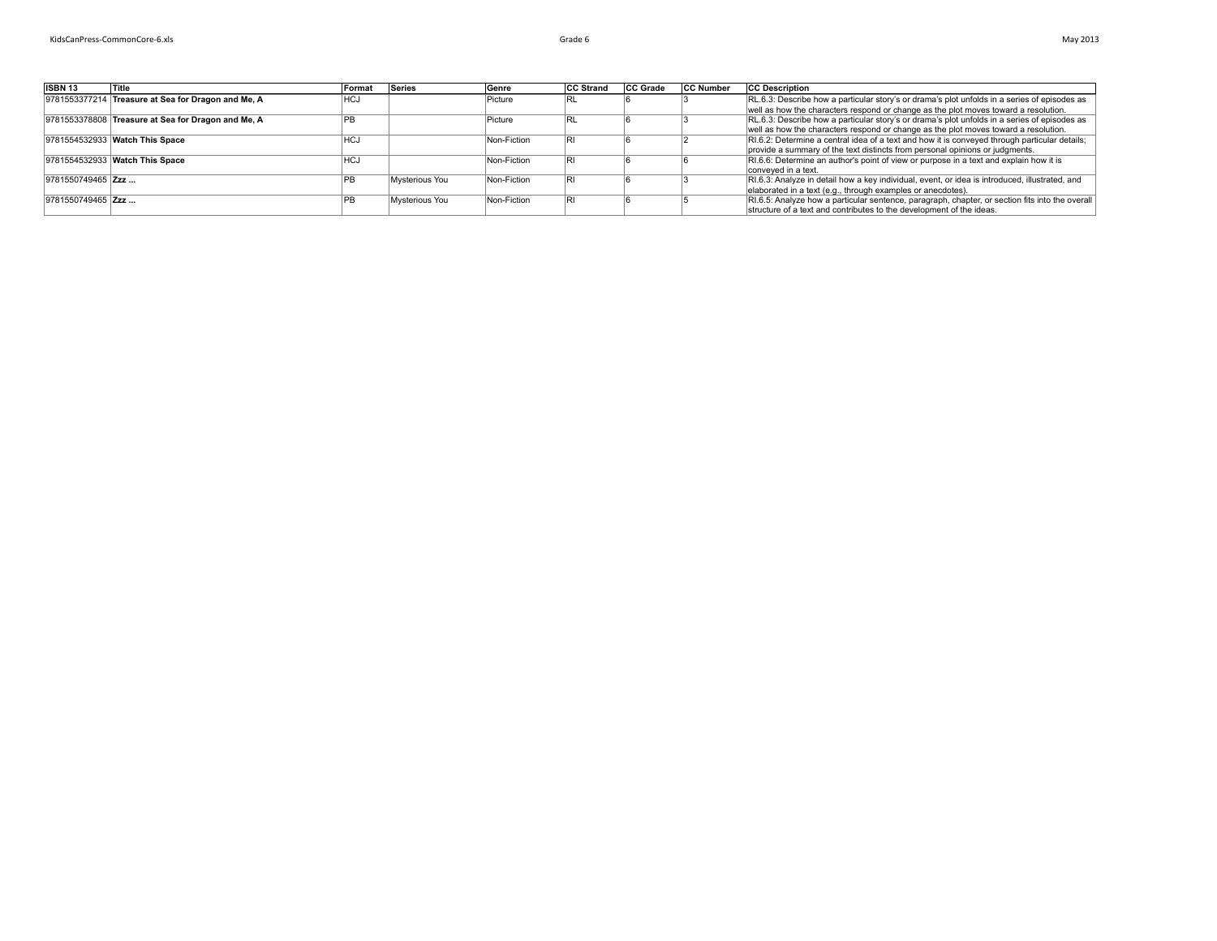| ISBN 13 | Title | Format | Series | Genre | CC Strand | CC Grade | CC Number | CC Description |
|---|---|---|---|---|---|---|---|---|
| 9781553377214 | **Treasure at Sea for Dragon and Me, A** | HCJ | | Picture | RL | 6 | 3 | RL.6.3: Describe how a particular story's or drama's plot unfolds in a series of episodes as well as how the characters respond or change as the plot moves toward a resolution. |
| 9781553378808 | **Treasure at Sea for Dragon and Me, A** | PB | | Picture | RL | 6 | 3 | RL.6.3: Describe how a particular story's or drama's plot unfolds in a series of episodes as well as how the characters respond or change as the plot moves toward a resolution. |
| 9781554532933 | **Watch This Space** | HCJ | | Non-Fiction | RI | 6 | 2 | RI.6.2: Determine a central idea of a text and how it is conveyed through particular details; provide a summary of the text distincts from personal opinions or judgments. |
| 9781554532933 | **Watch This Space** | HCJ | | Non-Fiction | RI | 6 | 6 | RI.6.6: Determine an author's point of view or purpose in a text and explain how it is conveyed in a text. |
| 9781550749465 | **Zzz ...** | PB | Mysterious You | Non-Fiction | RI | 6 | 3 | RI.6.3: Analyze in detail how a key individual, event, or idea is introduced, illustrated, and elaborated in a text (e.g., through examples or anecdotes). |
| 9781550749465 | **Zzz ...** | PB | Mysterious You | Non-Fiction | RI | 6 | 5 | RI.6.5: Analyze how a particular sentence, paragraph, chapter, or section fits into the overall structure of a text and contributes to the development of the ideas. |